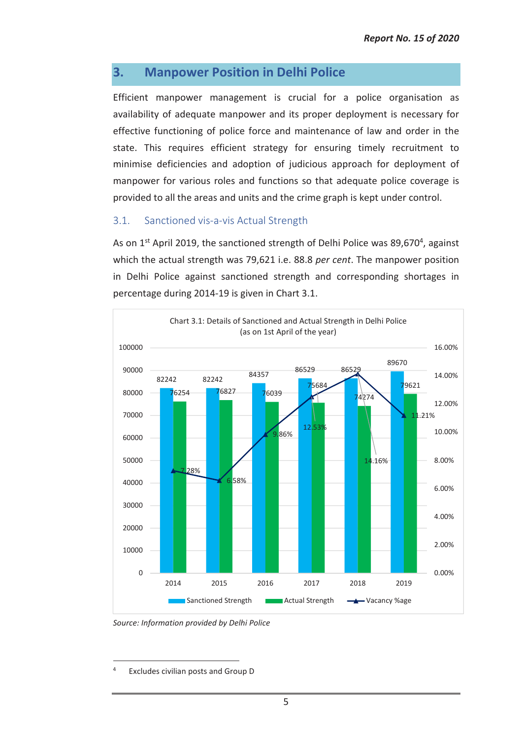## 3. Manpower Position in Delhi Police

Efficient manpower management is crucial for a police organisation as availability of adequate manpower and its proper deployment is necessary for effective functioning of police force and maintenance of law and order in the state. This requires efficient strategy for ensuring timely recruitment to minimise deficiencies and adoption of judicious approach for deployment of manpower for various roles and functions so that adequate police coverage is provided to all the areas and units and the crime graph is kept under control.

### 3.1. Sanctioned vis-a-vis Actual Strength

As on 1st April 2019, the sanctioned strength of Delhi Police was 89,670[4], against which the actual strength was 79,621 i.e. 88.8 *per cent*. The manpower position in Delhi Police against sanctioned strength and corresponding shortages in percentage during 2014-19 is given in Chart 3.1.

Chart 3.1: Details of Sanctioned and Actual Strength in Delhi Police (as on 1st April of the year)

| Year | Sanctioned Strength | Actual Strength | Vacancy %age |
|---|---|---|---|
| 2014 | 82242 | 76254 | 7.28% |
| 2015 | 82242 | 76827 | 6.58% |
| 2016 | 84357 | 76039 | 9.86% |
| 2017 | 86529 | 75684 | 12.53% |
| 2018 | 86529 | 74274 | 14.16% |
| 2019 | 89670 | 79621 | 11.21% |

*Source: Information provided by Delhi Police*

---

[4] Excludes civilian posts and Group D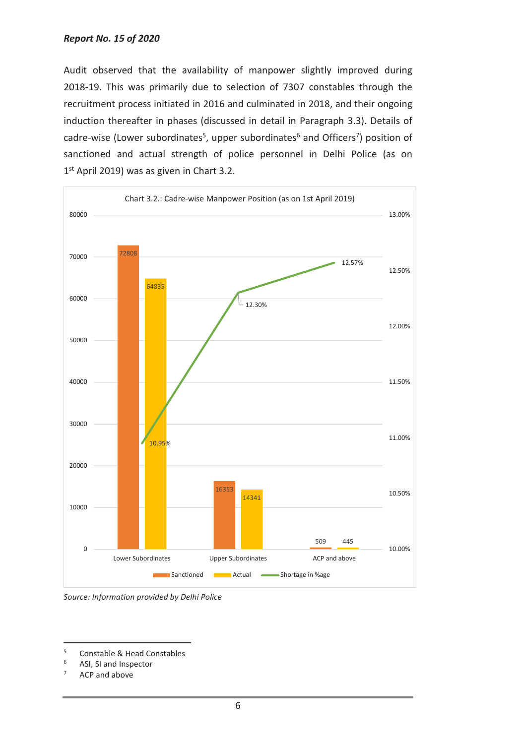Audit observed that the availability of manpower slightly improved during 2018-19. This was primarily due to selection of 7307 constables through the recruitment process initiated in 2016 and culminated in 2018, and their ongoing induction thereafter in phases (discussed in detail in Paragraph 3.3). Details of cadre-wise (Lower subordinates[5], upper subordinates[6] and Officers[7]) position of sanctioned and actual strength of police personnel in Delhi Police (as on 1st April 2019) was as given in Chart 3.2.

**Chart 3.2.: Cadre-wise Manpower Position (as on 1st April 2019)**

| Cadre | Sanctioned | Actual | Shortage in %age |
|---|---|---|---|
| Lower Subordinates | 72808 | 64835 | 10.95% |
| Upper Subordinates | 16353 | 14341 | 12.30% |
| ACP and above | 509 | 445 | 12.57% |

*Source: Information provided by Delhi Police*

---

[5] Constable & Head Constables

[6] ASI, SI and Inspector

[7] ACP and above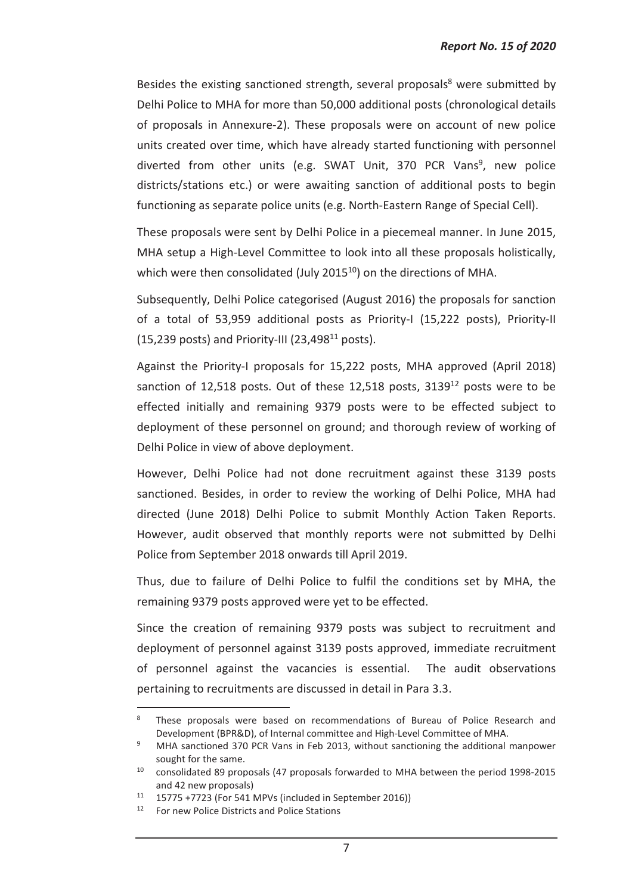Besides the existing sanctioned strength, several proposals[8] were submitted by Delhi Police to MHA for more than 50,000 additional posts (chronological details of proposals in Annexure-2). These proposals were on account of new police units created over time, which have already started functioning with personnel diverted from other units (e.g. SWAT Unit, 370 PCR Vans[9], new police districts/stations etc.) or were awaiting sanction of additional posts to begin functioning as separate police units (e.g. North-Eastern Range of Special Cell).

These proposals were sent by Delhi Police in a piecemeal manner. In June 2015, MHA setup a High-Level Committee to look into all these proposals holistically, which were then consolidated (July 2015[10]) on the directions of MHA.

Subsequently, Delhi Police categorised (August 2016) the proposals for sanction of a total of 53,959 additional posts as Priority-I (15,222 posts), Priority-II (15,239 posts) and Priority-III (23,498[11] posts).

Against the Priority-I proposals for 15,222 posts, MHA approved (April 2018) sanction of 12,518 posts. Out of these 12,518 posts, 3139[12] posts were to be effected initially and remaining 9379 posts were to be effected subject to deployment of these personnel on ground; and thorough review of working of Delhi Police in view of above deployment.

However, Delhi Police had not done recruitment against these 3139 posts sanctioned. Besides, in order to review the working of Delhi Police, MHA had directed (June 2018) Delhi Police to submit Monthly Action Taken Reports. However, audit observed that monthly reports were not submitted by Delhi Police from September 2018 onwards till April 2019.

Thus, due to failure of Delhi Police to fulfil the conditions set by MHA, the remaining 9379 posts approved were yet to be effected.

Since the creation of remaining 9379 posts was subject to recruitment and deployment of personnel against 3139 posts approved, immediate recruitment of personnel against the vacancies is essential. The audit observations pertaining to recruitments are discussed in detail in Para 3.3.

---

[8] These proposals were based on recommendations of Bureau of Police Research and Development (BPR&D), of Internal committee and High-Level Committee of MHA.

[9] MHA sanctioned 370 PCR Vans in Feb 2013, without sanctioning the additional manpower sought for the same.

[10] consolidated 89 proposals (47 proposals forwarded to MHA between the period 1998-2015 and 42 new proposals)

[11] 15775 +7723 (For 541 MPVs (included in September 2016))

[12] For new Police Districts and Police Stations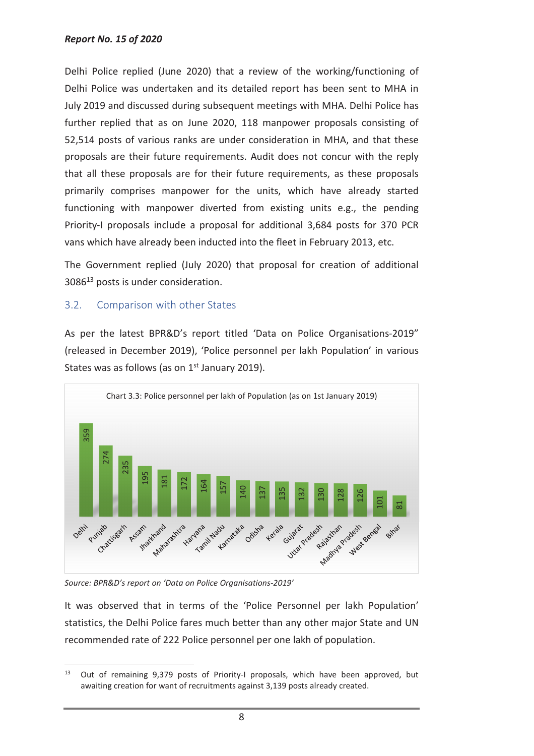Delhi Police replied (June 2020) that a review of the working/functioning of Delhi Police was undertaken and its detailed report has been sent to MHA in July 2019 and discussed during subsequent meetings with MHA. Delhi Police has further replied that as on June 2020, 118 manpower proposals consisting of 52,514 posts of various ranks are under consideration in MHA, and that these proposals are their future requirements. Audit does not concur with the reply that all these proposals are for their future requirements, as these proposals primarily comprises manpower for the units, which have already started functioning with manpower diverted from existing units e.g., the pending Priority-I proposals include a proposal for additional 3,684 posts for 370 PCR vans which have already been inducted into the fleet in February 2013, etc.

The Government replied (July 2020) that proposal for creation of additional 3086[13] posts is under consideration.

## 3.2. Comparison with other States

As per the latest BPR&D's report titled 'Data on Police Organisations-2019" (released in December 2019), 'Police personnel per lakh Population' in various States was as follows (as on 1st January 2019).

Chart 3.3: Police personnel per lakh of Population (as on 1st January 2019)

| State | Police personnel per lakh of Population |
|---|---|
| Delhi | 359 |
| Punjab | 274 |
| Chattisgarh | 235 |
| Assam | 195 |
| Jharkhand | 181 |
| Maharashtra | 172 |
| Haryana | 164 |
| Tamil Nadu | 157 |
| Karnataka | 140 |
| Odisha | 137 |
| Kerala | 135 |
| Gujarat | 132 |
| Uttar Pradesh | 130 |
| Rajasthan | 128 |
| Madhya Pradesh | 126 |
| West Bengal | 101 |
| Bihar | 81 |

*Source: BPR&D's report on 'Data on Police Organisations-2019'*

It was observed that in terms of the 'Police Personnel per lakh Population' statistics, the Delhi Police fares much better than any other major State and UN recommended rate of 222 Police personnel per one lakh of population.

---

[13] Out of remaining 9,379 posts of Priority-I proposals, which have been approved, but awaiting creation for want of recruitments against 3,139 posts already created.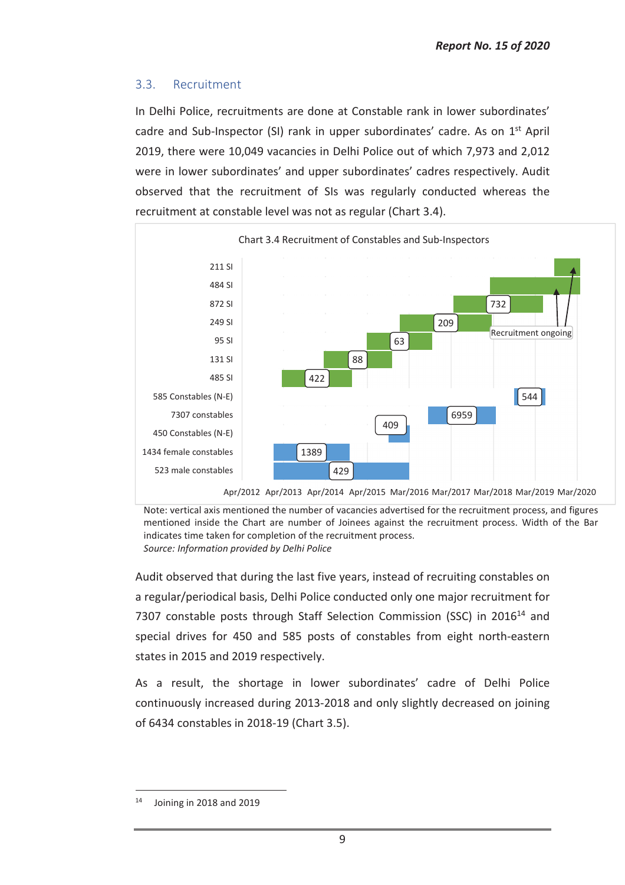## 3.3. Recruitment

In Delhi Police, recruitments are done at Constable rank in lower subordinates' cadre and Sub-Inspector (SI) rank in upper subordinates' cadre. As on 1st April 2019, there were 10,049 vacancies in Delhi Police out of which 7,973 and 2,012 were in lower subordinates' and upper subordinates' cadres respectively. Audit observed that the recruitment of SIs was regularly conducted whereas the recruitment at constable level was not as regular (Chart 3.4).

Chart 3.4 Recruitment of Constables and Sub-Inspectors

| Vacancies advertised | Joinees |
|---|---|
| 211 SI | Recruitment ongoing |
| 484 SI | Recruitment ongoing |
| 872 SI | 732 |
| 249 SI | 209 |
| 95 SI | 63 |
| 131 SI | 88 |
| 485 SI | 422 |
| 585 Constables (N-E) | 544 |
| 7307 constables | 6959 |
| 450 Constables (N-E) | 409 |
| 1434 female constables | 1389 |
| 523 male constables | 429 |

Time axis: Apr/2012, Apr/2013, Apr/2014, Apr/2015, Mar/2016, Mar/2017, Mar/2018, Mar/2019, Mar/2020

Note: vertical axis mentioned the number of vacancies advertised for the recruitment process, and figures mentioned inside the Chart are number of Joinees against the recruitment process. Width of the Bar indicates time taken for completion of the recruitment process.

*Source: Information provided by Delhi Police*

Audit observed that during the last five years, instead of recruiting constables on a regular/periodical basis, Delhi Police conducted only one major recruitment for 7307 constable posts through Staff Selection Commission (SSC) in 2016[14] and special drives for 450 and 585 posts of constables from eight north-eastern states in 2015 and 2019 respectively.

As a result, the shortage in lower subordinates' cadre of Delhi Police continuously increased during 2013-2018 and only slightly decreased on joining of 6434 constables in 2018-19 (Chart 3.5).

---

[14] Joining in 2018 and 2019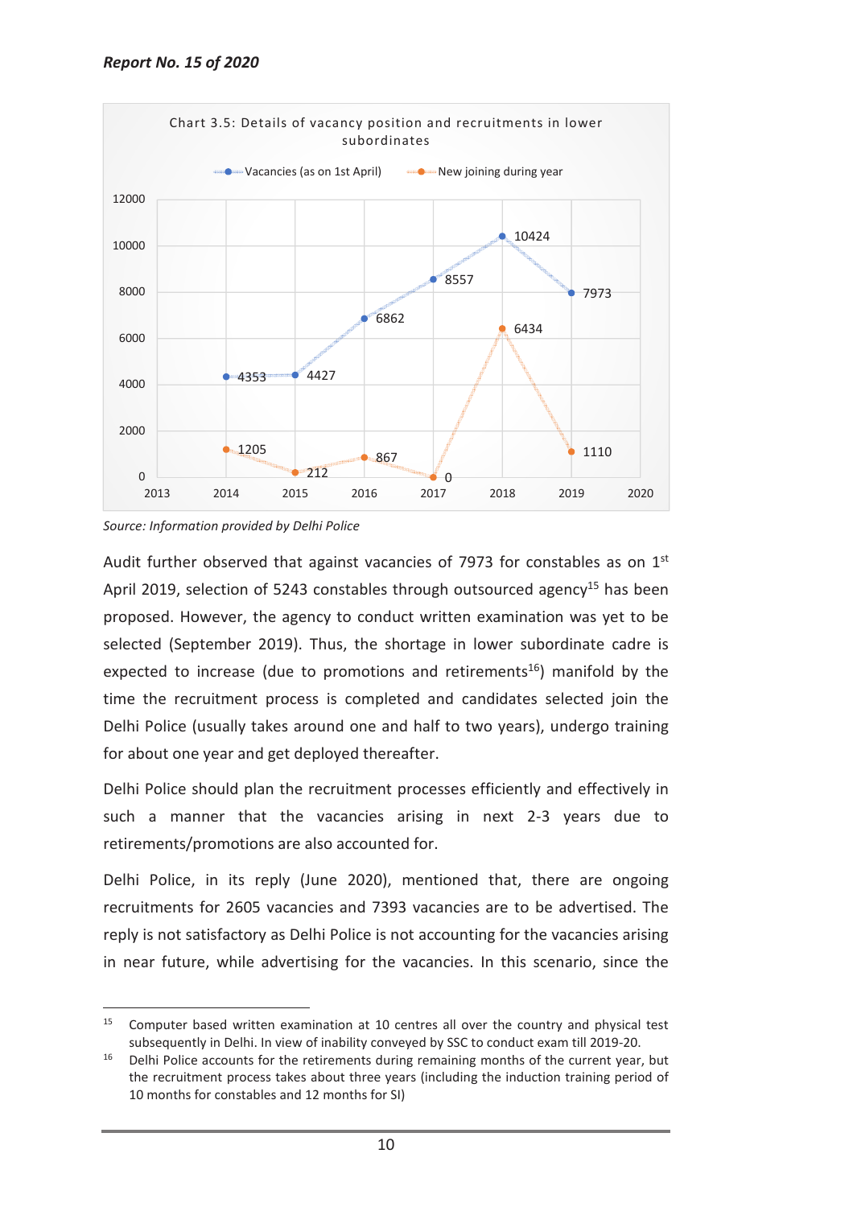Chart 3.5: Details of vacancy position and recruitments in lower subordinates

| Year | Vacancies (as on 1st April) | New joining during year |
|---|---|---|
| 2014 | 4353 | 1205 |
| 2015 | 4427 | 212 |
| 2016 | 6862 | 867 |
| 2017 | 8557 | 0 |
| 2018 | 10424 | 6434 |
| 2019 | 7973 | 1110 |

*Source: Information provided by Delhi Police*

Audit further observed that against vacancies of 7973 for constables as on 1st April 2019, selection of 5243 constables through outsourced agency[15] has been proposed. However, the agency to conduct written examination was yet to be selected (September 2019). Thus, the shortage in lower subordinate cadre is expected to increase (due to promotions and retirements[16]) manifold by the time the recruitment process is completed and candidates selected join the Delhi Police (usually takes around one and half to two years), undergo training for about one year and get deployed thereafter.

Delhi Police should plan the recruitment processes efficiently and effectively in such a manner that the vacancies arising in next 2-3 years due to retirements/promotions are also accounted for.

Delhi Police, in its reply (June 2020), mentioned that, there are ongoing recruitments for 2605 vacancies and 7393 vacancies are to be advertised. The reply is not satisfactory as Delhi Police is not accounting for the vacancies arising in near future, while advertising for the vacancies. In this scenario, since the

---

[15] Computer based written examination at 10 centres all over the country and physical test subsequently in Delhi. In view of inability conveyed by SSC to conduct exam till 2019-20.

[16] Delhi Police accounts for the retirements during remaining months of the current year, but the recruitment process takes about three years (including the induction training period of 10 months for constables and 12 months for SI)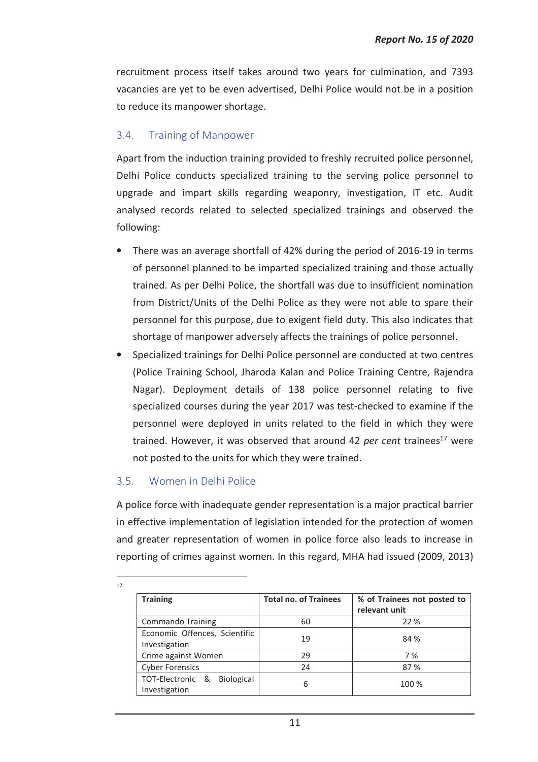recruitment process itself takes around two years for culmination, and 7393 vacancies are yet to be even advertised, Delhi Police would not be in a position to reduce its manpower shortage.

### 3.4. Training of Manpower

Apart from the induction training provided to freshly recruited police personnel, Delhi Police conducts specialized training to the serving police personnel to upgrade and impart skills regarding weaponry, investigation, IT etc. Audit analysed records related to selected specialized trainings and observed the following:

- There was an average shortfall of 42% during the period of 2016-19 in terms of personnel planned to be imparted specialized training and those actually trained. As per Delhi Police, the shortfall was due to insufficient nomination from District/Units of the Delhi Police as they were not able to spare their personnel for this purpose, due to exigent field duty. This also indicates that shortage of manpower adversely affects the trainings of police personnel.
- Specialized trainings for Delhi Police personnel are conducted at two centres (Police Training School, Jharoda Kalan and Police Training Centre, Rajendra Nagar). Deployment details of 138 police personnel relating to five specialized courses during the year 2017 was test-checked to examine if the personnel were deployed in units related to the field in which they were trained. However, it was observed that around 42 *per cent* trainees[17] were not posted to the units for which they were trained.

### 3.5. Women in Delhi Police

A police force with inadequate gender representation is a major practical barrier in effective implementation of legislation intended for the protection of women and greater representation of women in police force also leads to increase in reporting of crimes against women. In this regard, MHA had issued (2009, 2013)

---

[17]

| Training | Total no. of Trainees | % of Trainees not posted to relevant unit |
|---|---|---|
| Commando Training | 60 | 22 % |
| Economic Offences, Scientific Investigation | 19 | 84 % |
| Crime against Women | 29 | 7 % |
| Cyber Forensics | 24 | 87 % |
| TOT-Electronic & Biological Investigation | 6 | 100 % |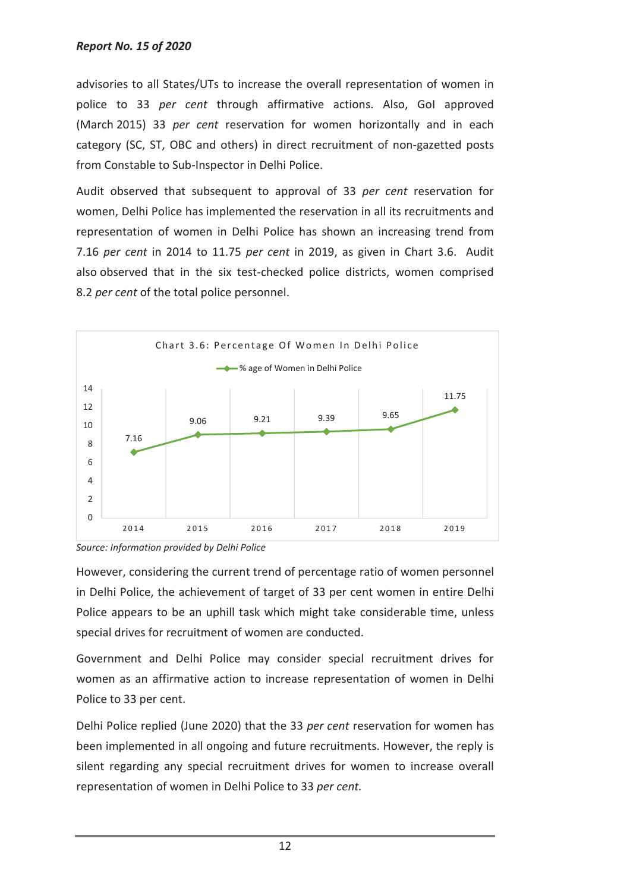advisories to all States/UTs to increase the overall representation of women in police to 33 *per cent* through affirmative actions. Also, GoI approved (March 2015) 33 *per cent* reservation for women horizontally and in each category (SC, ST, OBC and others) in direct recruitment of non-gazetted posts from Constable to Sub-Inspector in Delhi Police.

Audit observed that subsequent to approval of 33 *per cent* reservation for women, Delhi Police has implemented the reservation in all its recruitments and representation of women in Delhi Police has shown an increasing trend from 7.16 *per cent* in 2014 to 11.75 *per cent* in 2019, as given in Chart 3.6. Audit also observed that in the six test-checked police districts, women comprised 8.2 *per cent* of the total police personnel.

**Chart 3.6: Percentage Of Women In Delhi Police**

| Year | % age of Women in Delhi Police |
|---|---|
| 2014 | 7.16 |
| 2015 | 9.06 |
| 2016 | 9.21 |
| 2017 | 9.39 |
| 2018 | 9.65 |
| 2019 | 11.75 |

*Source: Information provided by Delhi Police*

However, considering the current trend of percentage ratio of women personnel in Delhi Police, the achievement of target of 33 per cent women in entire Delhi Police appears to be an uphill task which might take considerable time, unless special drives for recruitment of women are conducted.

Government and Delhi Police may consider special recruitment drives for women as an affirmative action to increase representation of women in Delhi Police to 33 per cent.

Delhi Police replied (June 2020) that the 33 *per cent* reservation for women has been implemented in all ongoing and future recruitments. However, the reply is silent regarding any special recruitment drives for women to increase overall representation of women in Delhi Police to 33 *per cent.*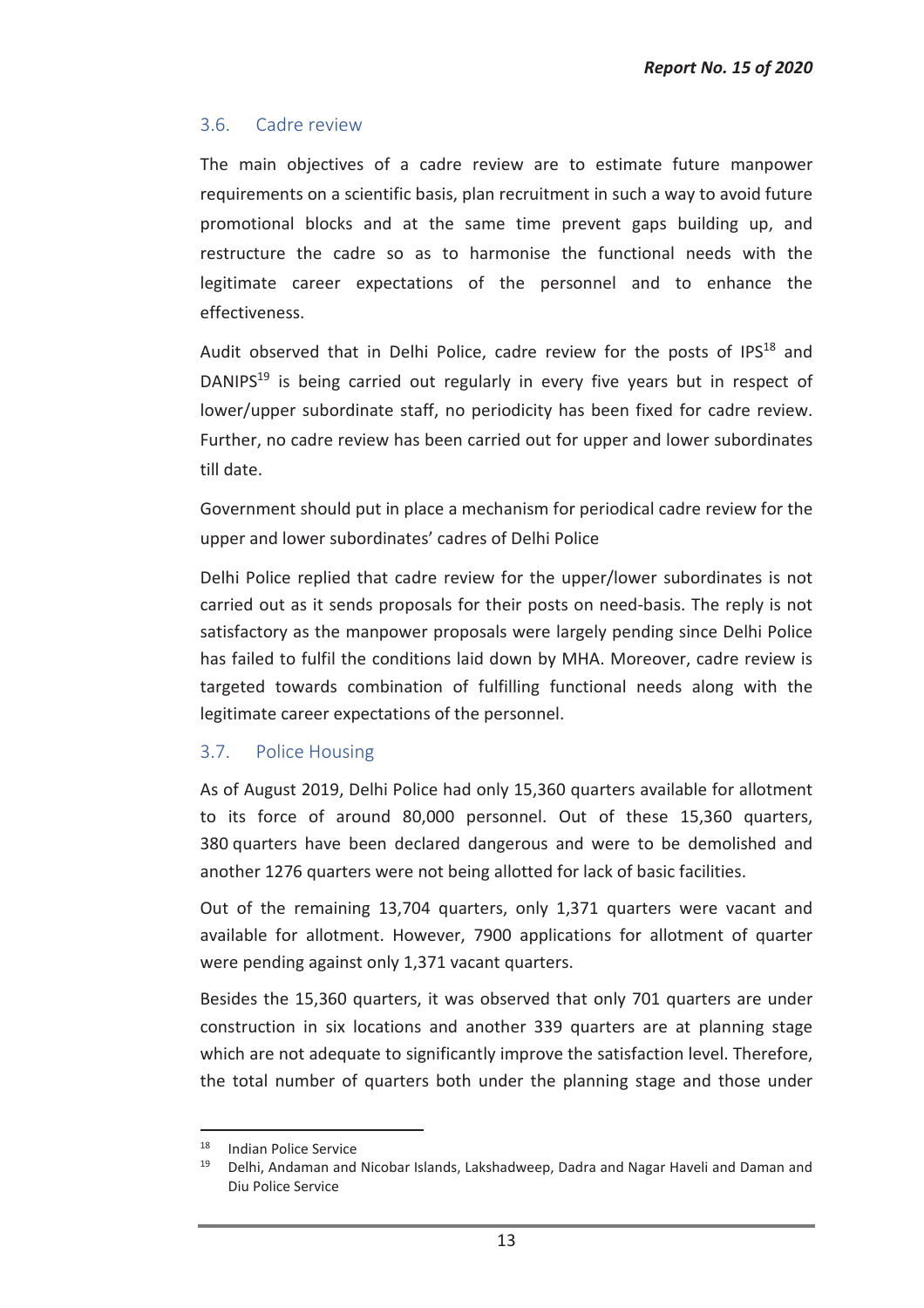### 3.6. Cadre review

The main objectives of a cadre review are to estimate future manpower requirements on a scientific basis, plan recruitment in such a way to avoid future promotional blocks and at the same time prevent gaps building up, and restructure the cadre so as to harmonise the functional needs with the legitimate career expectations of the personnel and to enhance the effectiveness.

Audit observed that in Delhi Police, cadre review for the posts of IPS[18] and DANIPS[19] is being carried out regularly in every five years but in respect of lower/upper subordinate staff, no periodicity has been fixed for cadre review. Further, no cadre review has been carried out for upper and lower subordinates till date.

Government should put in place a mechanism for periodical cadre review for the upper and lower subordinates' cadres of Delhi Police

Delhi Police replied that cadre review for the upper/lower subordinates is not carried out as it sends proposals for their posts on need-basis. The reply is not satisfactory as the manpower proposals were largely pending since Delhi Police has failed to fulfil the conditions laid down by MHA. Moreover, cadre review is targeted towards combination of fulfilling functional needs along with the legitimate career expectations of the personnel.

### 3.7. Police Housing

As of August 2019, Delhi Police had only 15,360 quarters available for allotment to its force of around 80,000 personnel. Out of these 15,360 quarters, 380 quarters have been declared dangerous and were to be demolished and another 1276 quarters were not being allotted for lack of basic facilities.

Out of the remaining 13,704 quarters, only 1,371 quarters were vacant and available for allotment. However, 7900 applications for allotment of quarter were pending against only 1,371 vacant quarters.

Besides the 15,360 quarters, it was observed that only 701 quarters are under construction in six locations and another 339 quarters are at planning stage which are not adequate to significantly improve the satisfaction level. Therefore, the total number of quarters both under the planning stage and those under

---

[18] Indian Police Service

[19] Delhi, Andaman and Nicobar Islands, Lakshadweep, Dadra and Nagar Haveli and Daman and Diu Police Service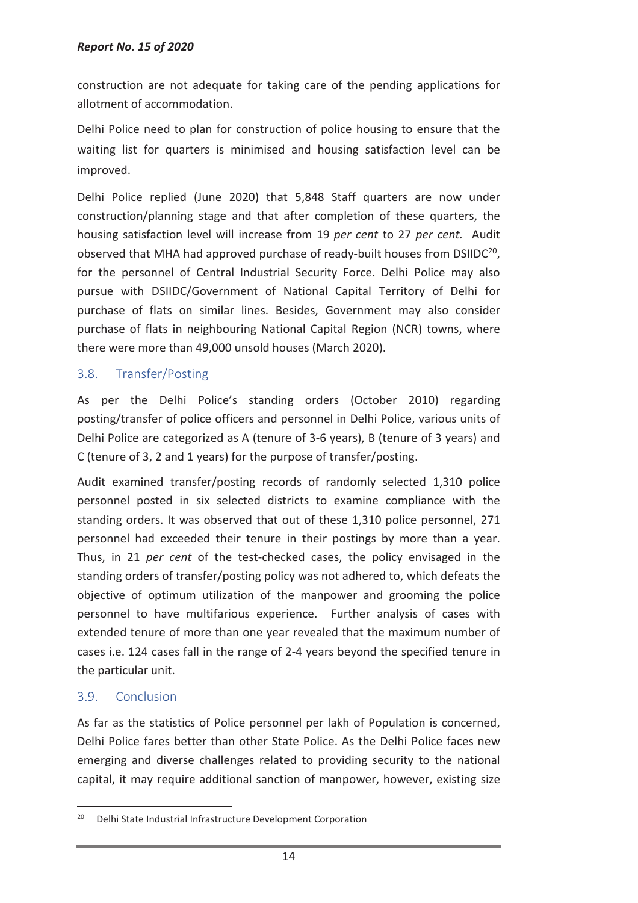construction are not adequate for taking care of the pending applications for allotment of accommodation.

Delhi Police need to plan for construction of police housing to ensure that the waiting list for quarters is minimised and housing satisfaction level can be improved.

Delhi Police replied (June 2020) that 5,848 Staff quarters are now under construction/planning stage and that after completion of these quarters, the housing satisfaction level will increase from 19 *per cent* to 27 *per cent.* Audit observed that MHA had approved purchase of ready-built houses from DSIIDC[20], for the personnel of Central Industrial Security Force. Delhi Police may also pursue with DSIIDC/Government of National Capital Territory of Delhi for purchase of flats on similar lines. Besides, Government may also consider purchase of flats in neighbouring National Capital Region (NCR) towns, where there were more than 49,000 unsold houses (March 2020).

## 3.8. Transfer/Posting

As per the Delhi Police's standing orders (October 2010) regarding posting/transfer of police officers and personnel in Delhi Police, various units of Delhi Police are categorized as A (tenure of 3-6 years), B (tenure of 3 years) and C (tenure of 3, 2 and 1 years) for the purpose of transfer/posting.

Audit examined transfer/posting records of randomly selected 1,310 police personnel posted in six selected districts to examine compliance with the standing orders. It was observed that out of these 1,310 police personnel, 271 personnel had exceeded their tenure in their postings by more than a year. Thus, in 21 *per cent* of the test-checked cases, the policy envisaged in the standing orders of transfer/posting policy was not adhered to, which defeats the objective of optimum utilization of the manpower and grooming the police personnel to have multifarious experience. Further analysis of cases with extended tenure of more than one year revealed that the maximum number of cases i.e. 124 cases fall in the range of 2-4 years beyond the specified tenure in the particular unit.

## 3.9. Conclusion

As far as the statistics of Police personnel per lakh of Population is concerned, Delhi Police fares better than other State Police. As the Delhi Police faces new emerging and diverse challenges related to providing security to the national capital, it may require additional sanction of manpower, however, existing size

[20] Delhi State Industrial Infrastructure Development Corporation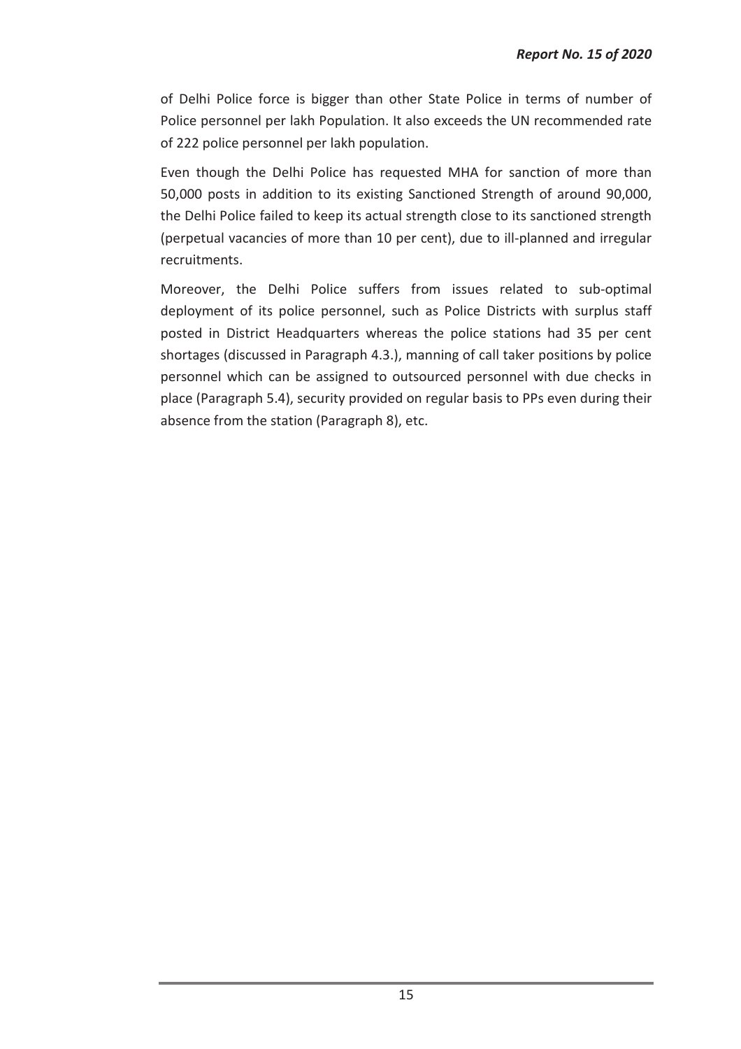of Delhi Police force is bigger than other State Police in terms of number of Police personnel per lakh Population. It also exceeds the UN recommended rate of 222 police personnel per lakh population.

Even though the Delhi Police has requested MHA for sanction of more than 50,000 posts in addition to its existing Sanctioned Strength of around 90,000, the Delhi Police failed to keep its actual strength close to its sanctioned strength (perpetual vacancies of more than 10 per cent), due to ill-planned and irregular recruitments.

Moreover, the Delhi Police suffers from issues related to sub-optimal deployment of its police personnel, such as Police Districts with surplus staff posted in District Headquarters whereas the police stations had 35 per cent shortages (discussed in Paragraph 4.3.), manning of call taker positions by police personnel which can be assigned to outsourced personnel with due checks in place (Paragraph 5.4), security provided on regular basis to PPs even during their absence from the station (Paragraph 8), etc.